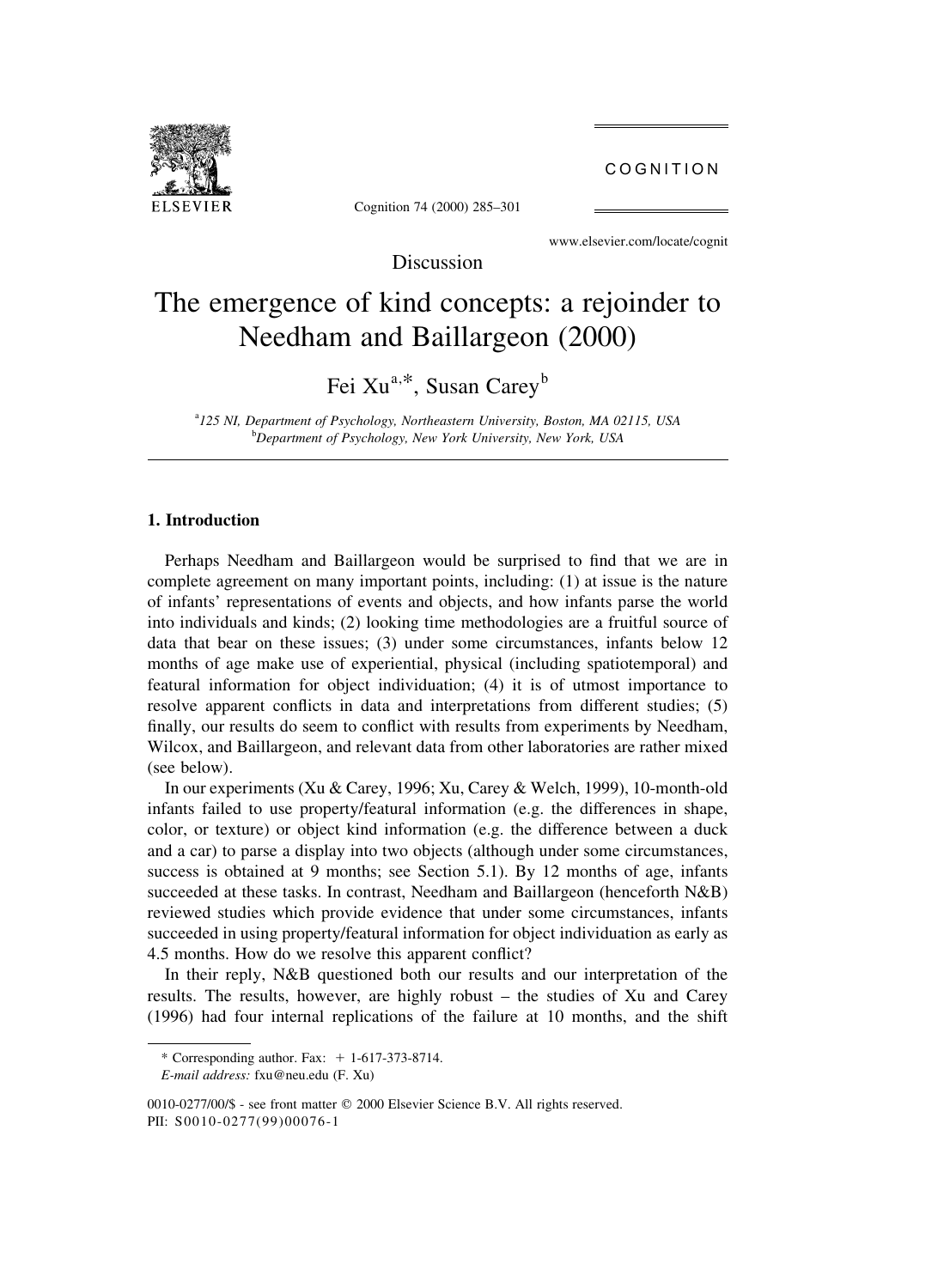Discussion

# The emergence of kind concepts: a rejoinder to Needham and Baillargeon (2000)

Fei Xu[a,*], Susan Carey[b]

[a]125 NI, Department of Psychology, Northeastern University, Boston, MA 02115, USA
[b]Department of Psychology, New York University, New York, USA

## 1. Introduction

Perhaps Needham and Baillargeon would be surprised to find that we are in complete agreement on many important points, including: (1) at issue is the nature of infants' representations of events and objects, and how infants parse the world into individuals and kinds; (2) looking time methodologies are a fruitful source of data that bear on these issues; (3) under some circumstances, infants below 12 months of age make use of experiential, physical (including spatiotemporal) and featural information for object individuation; (4) it is of utmost importance to resolve apparent conflicts in data and interpretations from different studies; (5) finally, our results do seem to conflict with results from experiments by Needham, Wilcox, and Baillargeon, and relevant data from other laboratories are rather mixed (see below).

In our experiments (Xu & Carey, 1996; Xu, Carey & Welch, 1999), 10-month-old infants failed to use property/featural information (e.g. the differences in shape, color, or texture) or object kind information (e.g. the difference between a duck and a car) to parse a display into two objects (although under some circumstances, success is obtained at 9 months; see Section 5.1). By 12 months of age, infants succeeded at these tasks. In contrast, Needham and Baillargeon (henceforth N&B) reviewed studies which provide evidence that under some circumstances, infants succeeded in using property/featural information for object individuation as early as 4.5 months. How do we resolve this apparent conflict?

In their reply, N&B questioned both our results and our interpretation of the results. The results, however, are highly robust – the studies of Xu and Carey (1996) had four internal replications of the failure at 10 months, and the shift

* Corresponding author. Fax: + 1-617-373-8714.
*E-mail address:* fxu@neu.edu (F. Xu)

0010-0277/00/$ - see front matter © 2000 Elsevier Science B.V. All rights reserved.
PII: S0010-0277(99)00076-1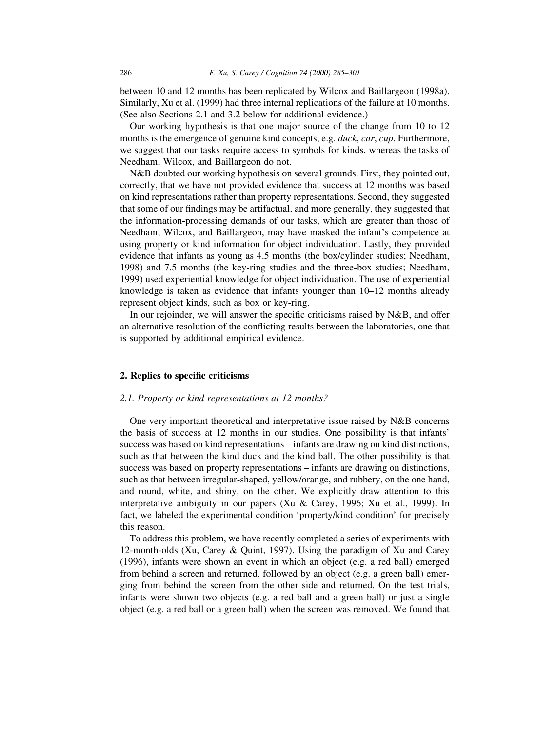between 10 and 12 months has been replicated by Wilcox and Baillargeon (1998a). Similarly, Xu et al. (1999) had three internal replications of the failure at 10 months. (See also Sections 2.1 and 3.2 below for additional evidence.)

Our working hypothesis is that one major source of the change from 10 to 12 months is the emergence of genuine kind concepts, e.g. *duck*, *car*, *cup*. Furthermore, we suggest that our tasks require access to symbols for kinds, whereas the tasks of Needham, Wilcox, and Baillargeon do not.

N&B doubted our working hypothesis on several grounds. First, they pointed out, correctly, that we have not provided evidence that success at 12 months was based on kind representations rather than property representations. Second, they suggested that some of our findings may be artifactual, and more generally, they suggested that the information-processing demands of our tasks, which are greater than those of Needham, Wilcox, and Baillargeon, may have masked the infant's competence at using property or kind information for object individuation. Lastly, they provided evidence that infants as young as 4.5 months (the box/cylinder studies; Needham, 1998) and 7.5 months (the key-ring studies and the three-box studies; Needham, 1999) used experiential knowledge for object individuation. The use of experiential knowledge is taken as evidence that infants younger than 10–12 months already represent object kinds, such as box or key-ring.

In our rejoinder, we will answer the specific criticisms raised by N&B, and offer an alternative resolution of the conflicting results between the laboratories, one that is supported by additional empirical evidence.

## 2. Replies to specific criticisms

### 2.1. Property or kind representations at 12 months?

One very important theoretical and interpretative issue raised by N&B concerns the basis of success at 12 months in our studies. One possibility is that infants' success was based on kind representations – infants are drawing on kind distinctions, such as that between the kind duck and the kind ball. The other possibility is that success was based on property representations – infants are drawing on distinctions, such as that between irregular-shaped, yellow/orange, and rubbery, on the one hand, and round, white, and shiny, on the other. We explicitly draw attention to this interpretative ambiguity in our papers (Xu & Carey, 1996; Xu et al., 1999). In fact, we labeled the experimental condition 'property/kind condition' for precisely this reason.

To address this problem, we have recently completed a series of experiments with 12-month-olds (Xu, Carey & Quint, 1997). Using the paradigm of Xu and Carey (1996), infants were shown an event in which an object (e.g. a red ball) emerged from behind a screen and returned, followed by an object (e.g. a green ball) emerging from behind the screen from the other side and returned. On the test trials, infants were shown two objects (e.g. a red ball and a green ball) or just a single object (e.g. a red ball or a green ball) when the screen was removed. We found that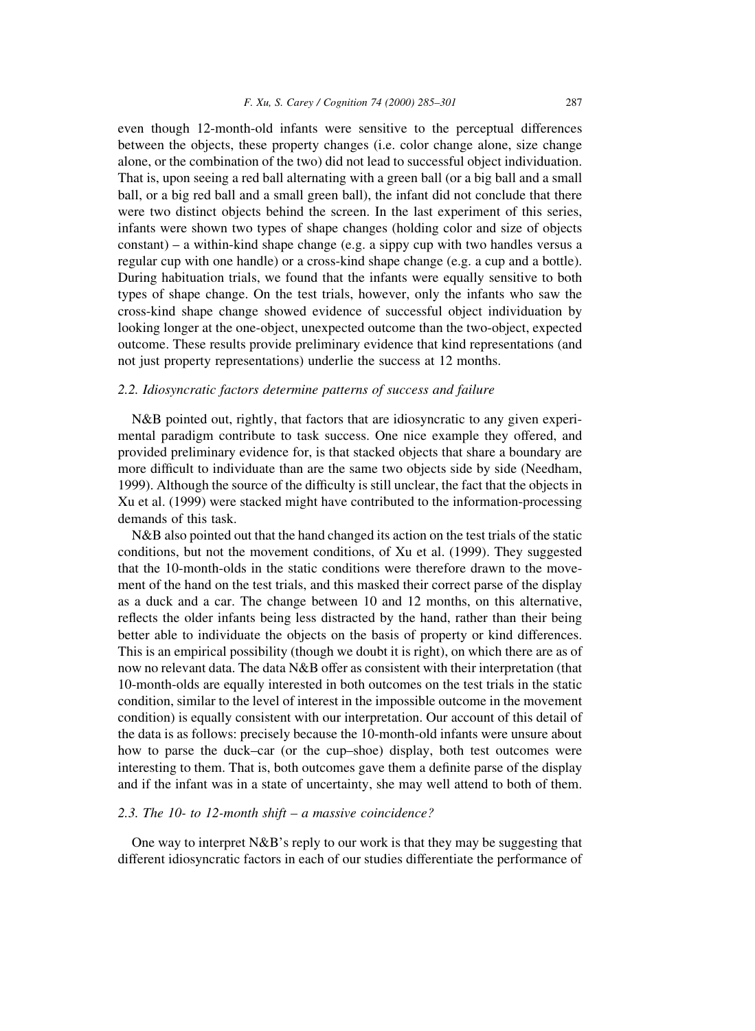even though 12-month-old infants were sensitive to the perceptual differences between the objects, these property changes (i.e. color change alone, size change alone, or the combination of the two) did not lead to successful object individuation. That is, upon seeing a red ball alternating with a green ball (or a big ball and a small ball, or a big red ball and a small green ball), the infant did not conclude that there were two distinct objects behind the screen. In the last experiment of this series, infants were shown two types of shape changes (holding color and size of objects constant) – a within-kind shape change (e.g. a sippy cup with two handles versus a regular cup with one handle) or a cross-kind shape change (e.g. a cup and a bottle). During habituation trials, we found that the infants were equally sensitive to both types of shape change. On the test trials, however, only the infants who saw the cross-kind shape change showed evidence of successful object individuation by looking longer at the one-object, unexpected outcome than the two-object, expected outcome. These results provide preliminary evidence that kind representations (and not just property representations) underlie the success at 12 months.

### *2.2. Idiosyncratic factors determine patterns of success and failure*

N&B pointed out, rightly, that factors that are idiosyncratic to any given experimental paradigm contribute to task success. One nice example they offered, and provided preliminary evidence for, is that stacked objects that share a boundary are more difficult to individuate than are the same two objects side by side (Needham, 1999). Although the source of the difficulty is still unclear, the fact that the objects in Xu et al. (1999) were stacked might have contributed to the information-processing demands of this task.

N&B also pointed out that the hand changed its action on the test trials of the static conditions, but not the movement conditions, of Xu et al. (1999). They suggested that the 10-month-olds in the static conditions were therefore drawn to the movement of the hand on the test trials, and this masked their correct parse of the display as a duck and a car. The change between 10 and 12 months, on this alternative, reflects the older infants being less distracted by the hand, rather than their being better able to individuate the objects on the basis of property or kind differences. This is an empirical possibility (though we doubt it is right), on which there are as of now no relevant data. The data N&B offer as consistent with their interpretation (that 10-month-olds are equally interested in both outcomes on the test trials in the static condition, similar to the level of interest in the impossible outcome in the movement condition) is equally consistent with our interpretation. Our account of this detail of the data is as follows: precisely because the 10-month-old infants were unsure about how to parse the duck–car (or the cup–shoe) display, both test outcomes were interesting to them. That is, both outcomes gave them a definite parse of the display and if the infant was in a state of uncertainty, she may well attend to both of them.

### *2.3. The 10- to 12-month shift – a massive coincidence?*

One way to interpret N&B's reply to our work is that they may be suggesting that different idiosyncratic factors in each of our studies differentiate the performance of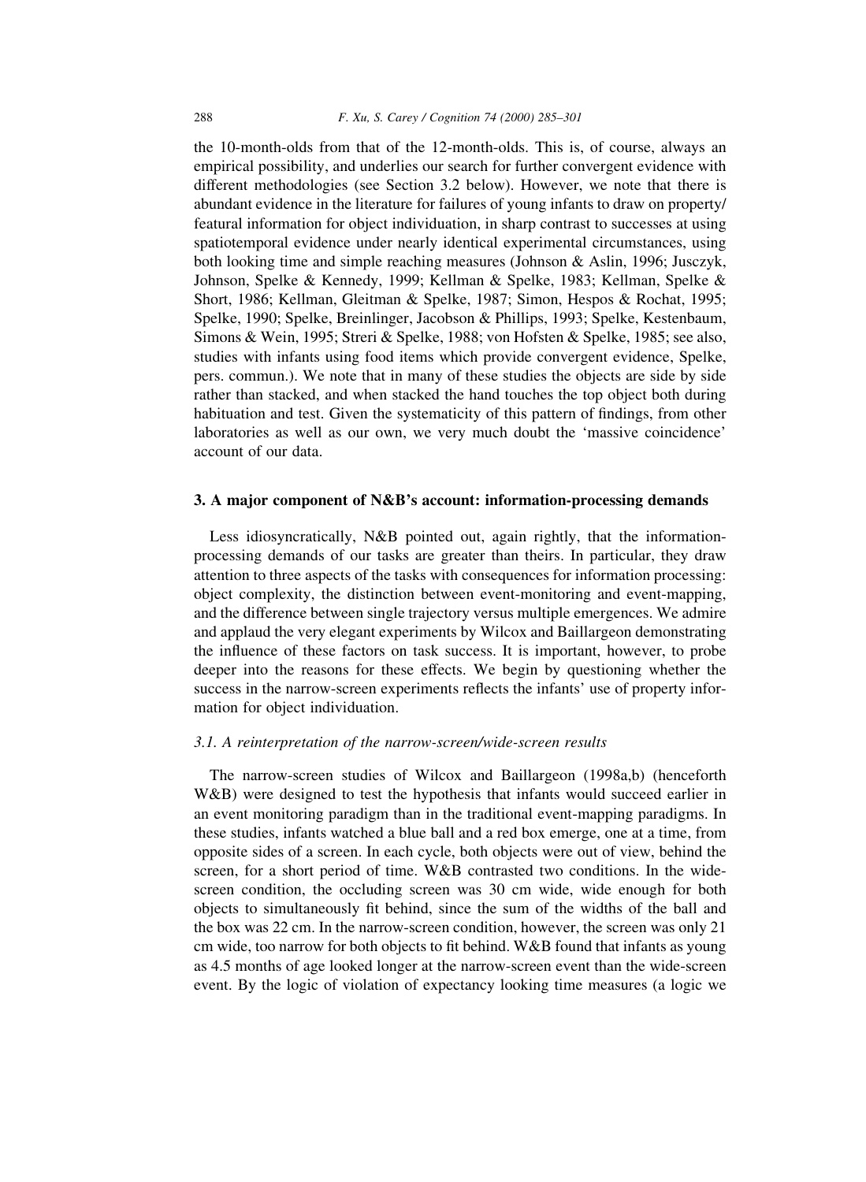the 10-month-olds from that of the 12-month-olds. This is, of course, always an empirical possibility, and underlies our search for further convergent evidence with different methodologies (see Section 3.2 below). However, we note that there is abundant evidence in the literature for failures of young infants to draw on property/featural information for object individuation, in sharp contrast to successes at using spatiotemporal evidence under nearly identical experimental circumstances, using both looking time and simple reaching measures (Johnson & Aslin, 1996; Jusczyk, Johnson, Spelke & Kennedy, 1999; Kellman & Spelke, 1983; Kellman, Spelke & Short, 1986; Kellman, Gleitman & Spelke, 1987; Simon, Hespos & Rochat, 1995; Spelke, 1990; Spelke, Breinlinger, Jacobson & Phillips, 1993; Spelke, Kestenbaum, Simons & Wein, 1995; Streri & Spelke, 1988; von Hofsten & Spelke, 1985; see also, studies with infants using food items which provide convergent evidence, Spelke, pers. commun.). We note that in many of these studies the objects are side by side rather than stacked, and when stacked the hand touches the top object both during habituation and test. Given the systematicity of this pattern of findings, from other laboratories as well as our own, we very much doubt the 'massive coincidence' account of our data.

## 3. A major component of N&B's account: information-processing demands

Less idiosyncratically, N&B pointed out, again rightly, that the information-processing demands of our tasks are greater than theirs. In particular, they draw attention to three aspects of the tasks with consequences for information processing: object complexity, the distinction between event-monitoring and event-mapping, and the difference between single trajectory versus multiple emergences. We admire and applaud the very elegant experiments by Wilcox and Baillargeon demonstrating the influence of these factors on task success. It is important, however, to probe deeper into the reasons for these effects. We begin by questioning whether the success in the narrow-screen experiments reflects the infants' use of property information for object individuation.

### 3.1. A reinterpretation of the narrow-screen/wide-screen results

The narrow-screen studies of Wilcox and Baillargeon (1998a,b) (henceforth W&B) were designed to test the hypothesis that infants would succeed earlier in an event monitoring paradigm than in the traditional event-mapping paradigms. In these studies, infants watched a blue ball and a red box emerge, one at a time, from opposite sides of a screen. In each cycle, both objects were out of view, behind the screen, for a short period of time. W&B contrasted two conditions. In the wide-screen condition, the occluding screen was 30 cm wide, wide enough for both objects to simultaneously fit behind, since the sum of the widths of the ball and the box was 22 cm. In the narrow-screen condition, however, the screen was only 21 cm wide, too narrow for both objects to fit behind. W&B found that infants as young as 4.5 months of age looked longer at the narrow-screen event than the wide-screen event. By the logic of violation of expectancy looking time measures (a logic we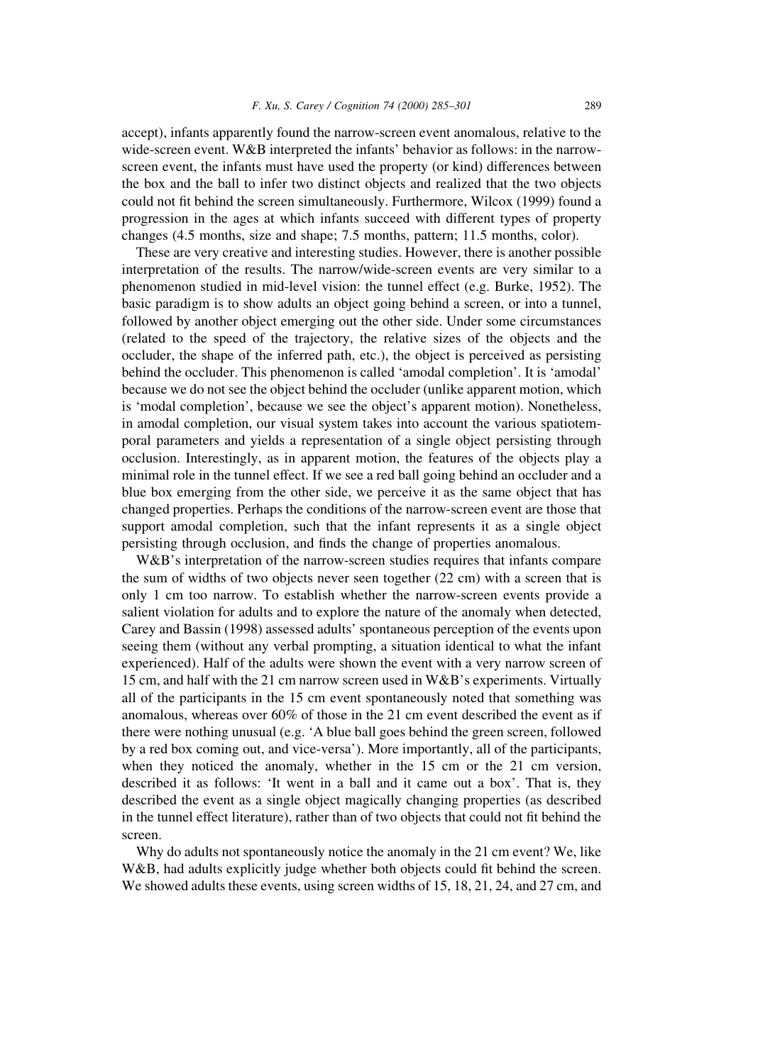accept), infants apparently found the narrow-screen event anomalous, relative to the wide-screen event. W&B interpreted the infants' behavior as follows: in the narrow-screen event, the infants must have used the property (or kind) differences between the box and the ball to infer two distinct objects and realized that the two objects could not fit behind the screen simultaneously. Furthermore, Wilcox (1999) found a progression in the ages at which infants succeed with different types of property changes (4.5 months, size and shape; 7.5 months, pattern; 11.5 months, color).

These are very creative and interesting studies. However, there is another possible interpretation of the results. The narrow/wide-screen events are very similar to a phenomenon studied in mid-level vision: the tunnel effect (e.g. Burke, 1952). The basic paradigm is to show adults an object going behind a screen, or into a tunnel, followed by another object emerging out the other side. Under some circumstances (related to the speed of the trajectory, the relative sizes of the objects and the occluder, the shape of the inferred path, etc.), the object is perceived as persisting behind the occluder. This phenomenon is called 'amodal completion'. It is 'amodal' because we do not see the object behind the occluder (unlike apparent motion, which is 'modal completion', because we see the object's apparent motion). Nonetheless, in amodal completion, our visual system takes into account the various spatiotemporal parameters and yields a representation of a single object persisting through occlusion. Interestingly, as in apparent motion, the features of the objects play a minimal role in the tunnel effect. If we see a red ball going behind an occluder and a blue box emerging from the other side, we perceive it as the same object that has changed properties. Perhaps the conditions of the narrow-screen event are those that support amodal completion, such that the infant represents it as a single object persisting through occlusion, and finds the change of properties anomalous.

W&B's interpretation of the narrow-screen studies requires that infants compare the sum of widths of two objects never seen together (22 cm) with a screen that is only 1 cm too narrow. To establish whether the narrow-screen events provide a salient violation for adults and to explore the nature of the anomaly when detected, Carey and Bassin (1998) assessed adults' spontaneous perception of the events upon seeing them (without any verbal prompting, a situation identical to what the infant experienced). Half of the adults were shown the event with a very narrow screen of 15 cm, and half with the 21 cm narrow screen used in W&B's experiments. Virtually all of the participants in the 15 cm event spontaneously noted that something was anomalous, whereas over 60% of those in the 21 cm event described the event as if there were nothing unusual (e.g. 'A blue ball goes behind the green screen, followed by a red box coming out, and vice-versa'). More importantly, all of the participants, when they noticed the anomaly, whether in the 15 cm or the 21 cm version, described it as follows: 'It went in a ball and it came out a box'. That is, they described the event as a single object magically changing properties (as described in the tunnel effect literature), rather than of two objects that could not fit behind the screen.

Why do adults not spontaneously notice the anomaly in the 21 cm event? We, like W&B, had adults explicitly judge whether both objects could fit behind the screen. We showed adults these events, using screen widths of 15, 18, 21, 24, and 27 cm, and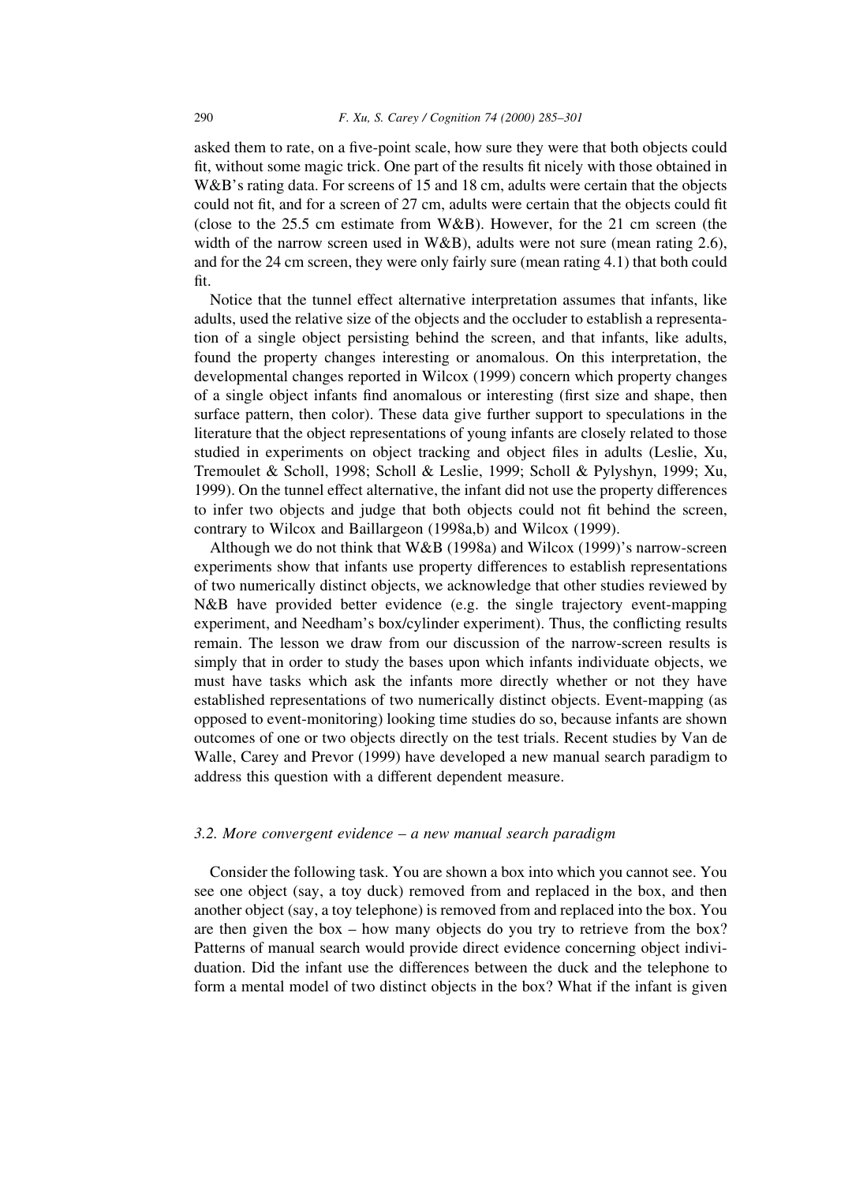asked them to rate, on a five-point scale, how sure they were that both objects could fit, without some magic trick. One part of the results fit nicely with those obtained in W&B's rating data. For screens of 15 and 18 cm, adults were certain that the objects could not fit, and for a screen of 27 cm, adults were certain that the objects could fit (close to the 25.5 cm estimate from W&B). However, for the 21 cm screen (the width of the narrow screen used in W&B), adults were not sure (mean rating 2.6), and for the 24 cm screen, they were only fairly sure (mean rating 4.1) that both could fit.

Notice that the tunnel effect alternative interpretation assumes that infants, like adults, used the relative size of the objects and the occluder to establish a representation of a single object persisting behind the screen, and that infants, like adults, found the property changes interesting or anomalous. On this interpretation, the developmental changes reported in Wilcox (1999) concern which property changes of a single object infants find anomalous or interesting (first size and shape, then surface pattern, then color). These data give further support to speculations in the literature that the object representations of young infants are closely related to those studied in experiments on object tracking and object files in adults (Leslie, Xu, Tremoulet & Scholl, 1998; Scholl & Leslie, 1999; Scholl & Pylyshyn, 1999; Xu, 1999). On the tunnel effect alternative, the infant did not use the property differences to infer two objects and judge that both objects could not fit behind the screen, contrary to Wilcox and Baillargeon (1998a,b) and Wilcox (1999).

Although we do not think that W&B (1998a) and Wilcox (1999)'s narrow-screen experiments show that infants use property differences to establish representations of two numerically distinct objects, we acknowledge that other studies reviewed by N&B have provided better evidence (e.g. the single trajectory event-mapping experiment, and Needham's box/cylinder experiment). Thus, the conflicting results remain. The lesson we draw from our discussion of the narrow-screen results is simply that in order to study the bases upon which infants individuate objects, we must have tasks which ask the infants more directly whether or not they have established representations of two numerically distinct objects. Event-mapping (as opposed to event-monitoring) looking time studies do so, because infants are shown outcomes of one or two objects directly on the test trials. Recent studies by Van de Walle, Carey and Prevor (1999) have developed a new manual search paradigm to address this question with a different dependent measure.

### 3.2. More convergent evidence – a new manual search paradigm

Consider the following task. You are shown a box into which you cannot see. You see one object (say, a toy duck) removed from and replaced in the box, and then another object (say, a toy telephone) is removed from and replaced into the box. You are then given the box – how many objects do you try to retrieve from the box? Patterns of manual search would provide direct evidence concerning object individuation. Did the infant use the differences between the duck and the telephone to form a mental model of two distinct objects in the box? What if the infant is given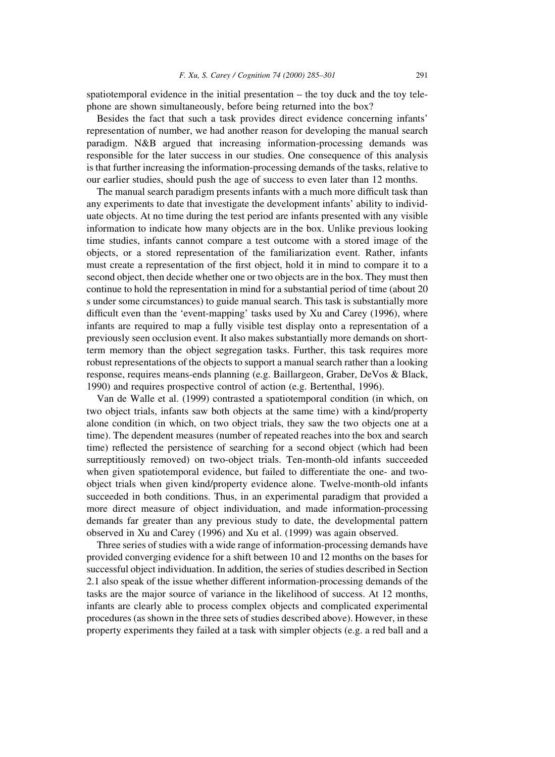spatiotemporal evidence in the initial presentation – the toy duck and the toy telephone are shown simultaneously, before being returned into the box?

Besides the fact that such a task provides direct evidence concerning infants' representation of number, we had another reason for developing the manual search paradigm. N&B argued that increasing information-processing demands was responsible for the later success in our studies. One consequence of this analysis is that further increasing the information-processing demands of the tasks, relative to our earlier studies, should push the age of success to even later than 12 months.

The manual search paradigm presents infants with a much more difficult task than any experiments to date that investigate the development infants' ability to individuate objects. At no time during the test period are infants presented with any visible information to indicate how many objects are in the box. Unlike previous looking time studies, infants cannot compare a test outcome with a stored image of the objects, or a stored representation of the familiarization event. Rather, infants must create a representation of the first object, hold it in mind to compare it to a second object, then decide whether one or two objects are in the box. They must then continue to hold the representation in mind for a substantial period of time (about 20 s under some circumstances) to guide manual search. This task is substantially more difficult even than the 'event-mapping' tasks used by Xu and Carey (1996), where infants are required to map a fully visible test display onto a representation of a previously seen occlusion event. It also makes substantially more demands on short-term memory than the object segregation tasks. Further, this task requires more robust representations of the objects to support a manual search rather than a looking response, requires means-ends planning (e.g. Baillargeon, Graber, DeVos & Black, 1990) and requires prospective control of action (e.g. Bertenthal, 1996).

Van de Walle et al. (1999) contrasted a spatiotemporal condition (in which, on two object trials, infants saw both objects at the same time) with a kind/property alone condition (in which, on two object trials, they saw the two objects one at a time). The dependent measures (number of repeated reaches into the box and search time) reflected the persistence of searching for a second object (which had been surreptitiously removed) on two-object trials. Ten-month-old infants succeeded when given spatiotemporal evidence, but failed to differentiate the one- and two-object trials when given kind/property evidence alone. Twelve-month-old infants succeeded in both conditions. Thus, in an experimental paradigm that provided a more direct measure of object individuation, and made information-processing demands far greater than any previous study to date, the developmental pattern observed in Xu and Carey (1996) and Xu et al. (1999) was again observed.

Three series of studies with a wide range of information-processing demands have provided converging evidence for a shift between 10 and 12 months on the bases for successful object individuation. In addition, the series of studies described in Section 2.1 also speak of the issue whether different information-processing demands of the tasks are the major source of variance in the likelihood of success. At 12 months, infants are clearly able to process complex objects and complicated experimental procedures (as shown in the three sets of studies described above). However, in these property experiments they failed at a task with simpler objects (e.g. a red ball and a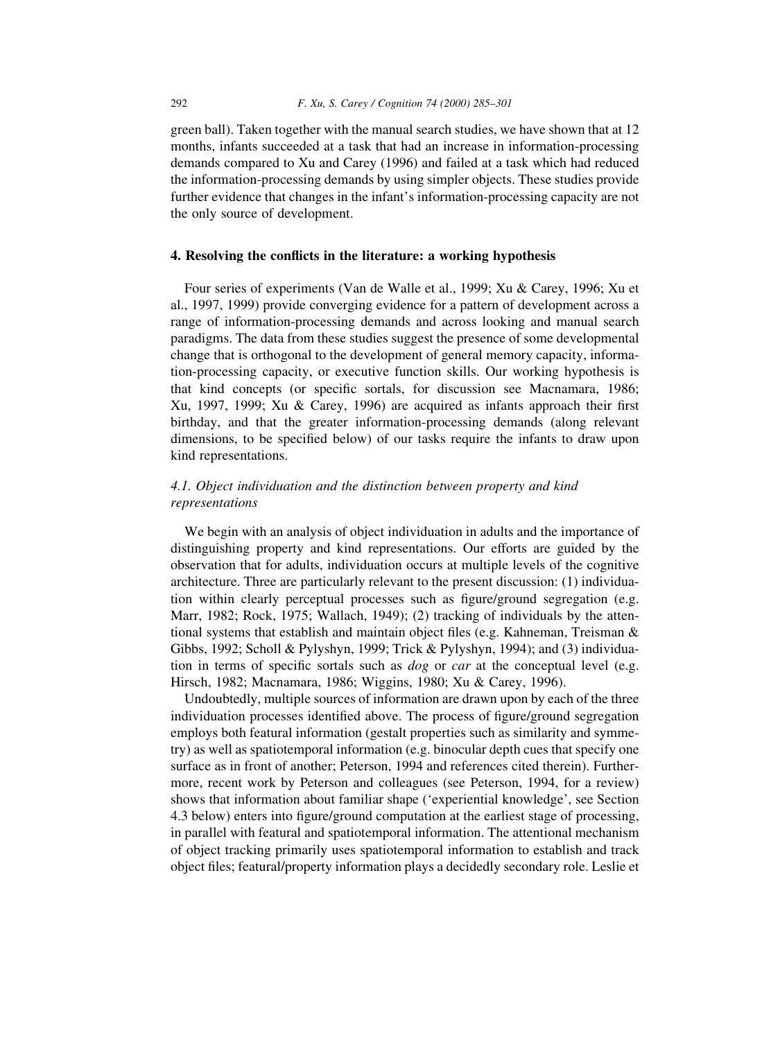green ball). Taken together with the manual search studies, we have shown that at 12 months, infants succeeded at a task that had an increase in information-processing demands compared to Xu and Carey (1996) and failed at a task which had reduced the information-processing demands by using simpler objects. These studies provide further evidence that changes in the infant's information-processing capacity are not the only source of development.

## 4. Resolving the conflicts in the literature: a working hypothesis

Four series of experiments (Van de Walle et al., 1999; Xu & Carey, 1996; Xu et al., 1997, 1999) provide converging evidence for a pattern of development across a range of information-processing demands and across looking and manual search paradigms. The data from these studies suggest the presence of some developmental change that is orthogonal to the development of general memory capacity, information-processing capacity, or executive function skills. Our working hypothesis is that kind concepts (or specific sortals, for discussion see Macnamara, 1986; Xu, 1997, 1999; Xu & Carey, 1996) are acquired as infants approach their first birthday, and that the greater information-processing demands (along relevant dimensions, to be specified below) of our tasks require the infants to draw upon kind representations.

### 4.1. Object individuation and the distinction between property and kind representations

We begin with an analysis of object individuation in adults and the importance of distinguishing property and kind representations. Our efforts are guided by the observation that for adults, individuation occurs at multiple levels of the cognitive architecture. Three are particularly relevant to the present discussion: (1) individuation within clearly perceptual processes such as figure/ground segregation (e.g. Marr, 1982; Rock, 1975; Wallach, 1949); (2) tracking of individuals by the attentional systems that establish and maintain object files (e.g. Kahneman, Treisman & Gibbs, 1992; Scholl & Pylyshyn, 1999; Trick & Pylyshyn, 1994); and (3) individuation in terms of specific sortals such as *dog* or *car* at the conceptual level (e.g. Hirsch, 1982; Macnamara, 1986; Wiggins, 1980; Xu & Carey, 1996).

Undoubtedly, multiple sources of information are drawn upon by each of the three individuation processes identified above. The process of figure/ground segregation employs both featural information (gestalt properties such as similarity and symmetry) as well as spatiotemporal information (e.g. binocular depth cues that specify one surface as in front of another; Peterson, 1994 and references cited therein). Furthermore, recent work by Peterson and colleagues (see Peterson, 1994, for a review) shows that information about familiar shape ('experiential knowledge', see Section 4.3 below) enters into figure/ground computation at the earliest stage of processing, in parallel with featural and spatiotemporal information. The attentional mechanism of object tracking primarily uses spatiotemporal information to establish and track object files; featural/property information plays a decidedly secondary role. Leslie et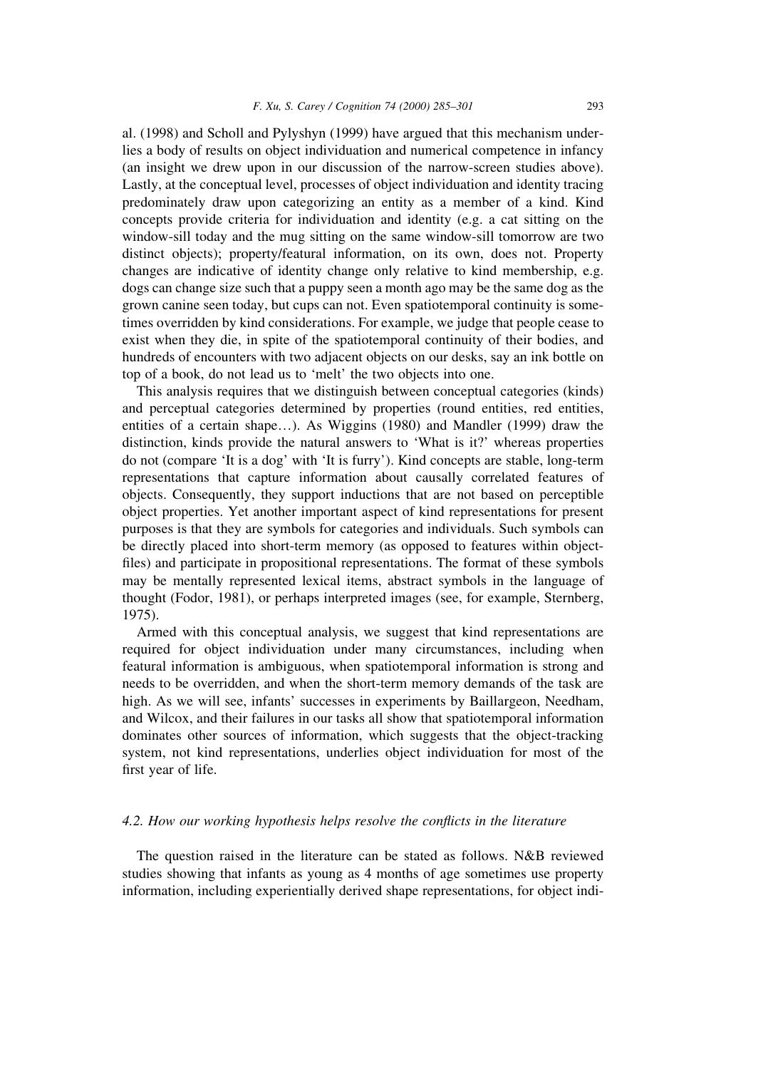al. (1998) and Scholl and Pylyshyn (1999) have argued that this mechanism underlies a body of results on object individuation and numerical competence in infancy (an insight we drew upon in our discussion of the narrow-screen studies above). Lastly, at the conceptual level, processes of object individuation and identity tracing predominately draw upon categorizing an entity as a member of a kind. Kind concepts provide criteria for individuation and identity (e.g. a cat sitting on the window-sill today and the mug sitting on the same window-sill tomorrow are two distinct objects); property/featural information, on its own, does not. Property changes are indicative of identity change only relative to kind membership, e.g. dogs can change size such that a puppy seen a month ago may be the same dog as the grown canine seen today, but cups can not. Even spatiotemporal continuity is sometimes overridden by kind considerations. For example, we judge that people cease to exist when they die, in spite of the spatiotemporal continuity of their bodies, and hundreds of encounters with two adjacent objects on our desks, say an ink bottle on top of a book, do not lead us to 'melt' the two objects into one.

This analysis requires that we distinguish between conceptual categories (kinds) and perceptual categories determined by properties (round entities, red entities, entities of a certain shape…). As Wiggins (1980) and Mandler (1999) draw the distinction, kinds provide the natural answers to 'What is it?' whereas properties do not (compare 'It is a dog' with 'It is furry'). Kind concepts are stable, long-term representations that capture information about causally correlated features of objects. Consequently, they support inductions that are not based on perceptible object properties. Yet another important aspect of kind representations for present purposes is that they are symbols for categories and individuals. Such symbols can be directly placed into short-term memory (as opposed to features within object-files) and participate in propositional representations. The format of these symbols may be mentally represented lexical items, abstract symbols in the language of thought (Fodor, 1981), or perhaps interpreted images (see, for example, Sternberg, 1975).

Armed with this conceptual analysis, we suggest that kind representations are required for object individuation under many circumstances, including when featural information is ambiguous, when spatiotemporal information is strong and needs to be overridden, and when the short-term memory demands of the task are high. As we will see, infants' successes in experiments by Baillargeon, Needham, and Wilcox, and their failures in our tasks all show that spatiotemporal information dominates other sources of information, which suggests that the object-tracking system, not kind representations, underlies object individuation for most of the first year of life.

### 4.2. How our working hypothesis helps resolve the conflicts in the literature

The question raised in the literature can be stated as follows. N&B reviewed studies showing that infants as young as 4 months of age sometimes use property information, including experientially derived shape representations, for object indi-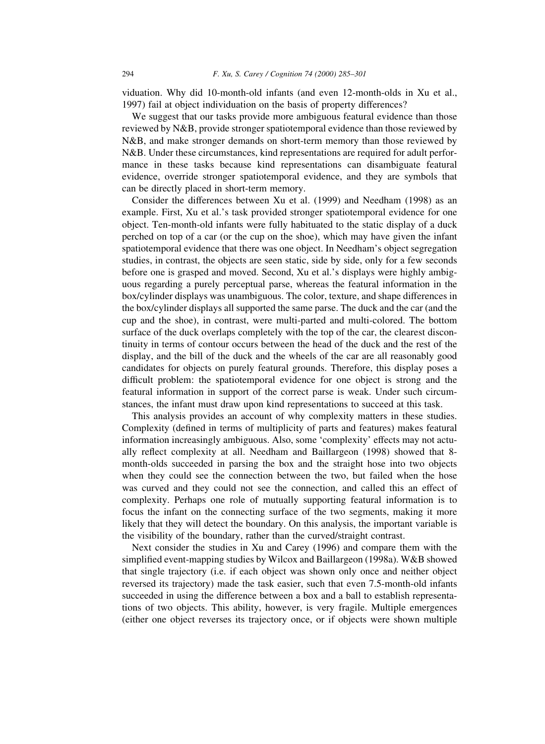viduation. Why did 10-month-old infants (and even 12-month-olds in Xu et al., 1997) fail at object individuation on the basis of property differences?

We suggest that our tasks provide more ambiguous featural evidence than those reviewed by N&B, provide stronger spatiotemporal evidence than those reviewed by N&B, and make stronger demands on short-term memory than those reviewed by N&B. Under these circumstances, kind representations are required for adult performance in these tasks because kind representations can disambiguate featural evidence, override stronger spatiotemporal evidence, and they are symbols that can be directly placed in short-term memory.

Consider the differences between Xu et al. (1999) and Needham (1998) as an example. First, Xu et al.'s task provided stronger spatiotemporal evidence for one object. Ten-month-old infants were fully habituated to the static display of a duck perched on top of a car (or the cup on the shoe), which may have given the infant spatiotemporal evidence that there was one object. In Needham's object segregation studies, in contrast, the objects are seen static, side by side, only for a few seconds before one is grasped and moved. Second, Xu et al.'s displays were highly ambiguous regarding a purely perceptual parse, whereas the featural information in the box/cylinder displays was unambiguous. The color, texture, and shape differences in the box/cylinder displays all supported the same parse. The duck and the car (and the cup and the shoe), in contrast, were multi-parted and multi-colored. The bottom surface of the duck overlaps completely with the top of the car, the clearest discontinuity in terms of contour occurs between the head of the duck and the rest of the display, and the bill of the duck and the wheels of the car are all reasonably good candidates for objects on purely featural grounds. Therefore, this display poses a difficult problem: the spatiotemporal evidence for one object is strong and the featural information in support of the correct parse is weak. Under such circumstances, the infant must draw upon kind representations to succeed at this task.

This analysis provides an account of why complexity matters in these studies. Complexity (defined in terms of multiplicity of parts and features) makes featural information increasingly ambiguous. Also, some 'complexity' effects may not actually reflect complexity at all. Needham and Baillargeon (1998) showed that 8-month-olds succeeded in parsing the box and the straight hose into two objects when they could see the connection between the two, but failed when the hose was curved and they could not see the connection, and called this an effect of complexity. Perhaps one role of mutually supporting featural information is to focus the infant on the connecting surface of the two segments, making it more likely that they will detect the boundary. On this analysis, the important variable is the visibility of the boundary, rather than the curved/straight contrast.

Next consider the studies in Xu and Carey (1996) and compare them with the simplified event-mapping studies by Wilcox and Baillargeon (1998a). W&B showed that single trajectory (i.e. if each object was shown only once and neither object reversed its trajectory) made the task easier, such that even 7.5-month-old infants succeeded in using the difference between a box and a ball to establish representations of two objects. This ability, however, is very fragile. Multiple emergences (either one object reverses its trajectory once, or if objects were shown multiple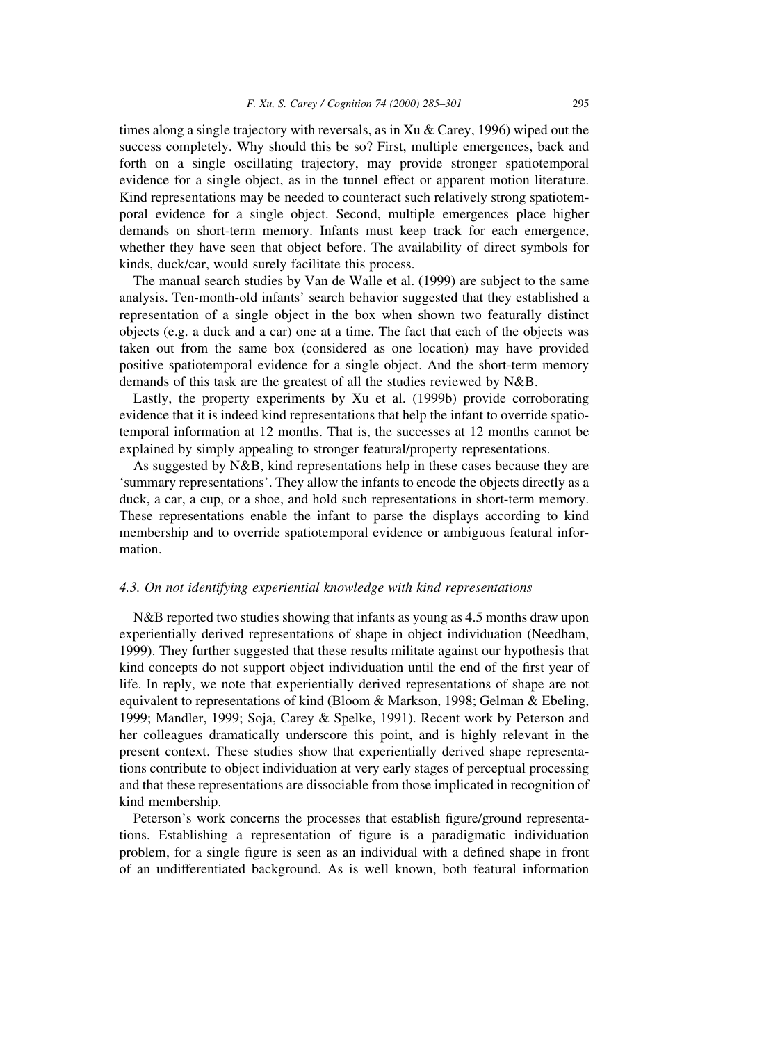times along a single trajectory with reversals, as in Xu & Carey, 1996) wiped out the success completely. Why should this be so? First, multiple emergences, back and forth on a single oscillating trajectory, may provide stronger spatiotemporal evidence for a single object, as in the tunnel effect or apparent motion literature. Kind representations may be needed to counteract such relatively strong spatiotemporal evidence for a single object. Second, multiple emergences place higher demands on short-term memory. Infants must keep track for each emergence, whether they have seen that object before. The availability of direct symbols for kinds, duck/car, would surely facilitate this process.

The manual search studies by Van de Walle et al. (1999) are subject to the same analysis. Ten-month-old infants' search behavior suggested that they established a representation of a single object in the box when shown two featurally distinct objects (e.g. a duck and a car) one at a time. The fact that each of the objects was taken out from the same box (considered as one location) may have provided positive spatiotemporal evidence for a single object. And the short-term memory demands of this task are the greatest of all the studies reviewed by N&B.

Lastly, the property experiments by Xu et al. (1999b) provide corroborating evidence that it is indeed kind representations that help the infant to override spatiotemporal information at 12 months. That is, the successes at 12 months cannot be explained by simply appealing to stronger featural/property representations.

As suggested by N&B, kind representations help in these cases because they are 'summary representations'. They allow the infants to encode the objects directly as a duck, a car, a cup, or a shoe, and hold such representations in short-term memory. These representations enable the infant to parse the displays according to kind membership and to override spatiotemporal evidence or ambiguous featural information.

### 4.3. On not identifying experiential knowledge with kind representations

N&B reported two studies showing that infants as young as 4.5 months draw upon experientially derived representations of shape in object individuation (Needham, 1999). They further suggested that these results militate against our hypothesis that kind concepts do not support object individuation until the end of the first year of life. In reply, we note that experientially derived representations of shape are not equivalent to representations of kind (Bloom & Markson, 1998; Gelman & Ebeling, 1999; Mandler, 1999; Soja, Carey & Spelke, 1991). Recent work by Peterson and her colleagues dramatically underscore this point, and is highly relevant in the present context. These studies show that experientially derived shape representations contribute to object individuation at very early stages of perceptual processing and that these representations are dissociable from those implicated in recognition of kind membership.

Peterson's work concerns the processes that establish figure/ground representations. Establishing a representation of figure is a paradigmatic individuation problem, for a single figure is seen as an individual with a defined shape in front of an undifferentiated background. As is well known, both featural information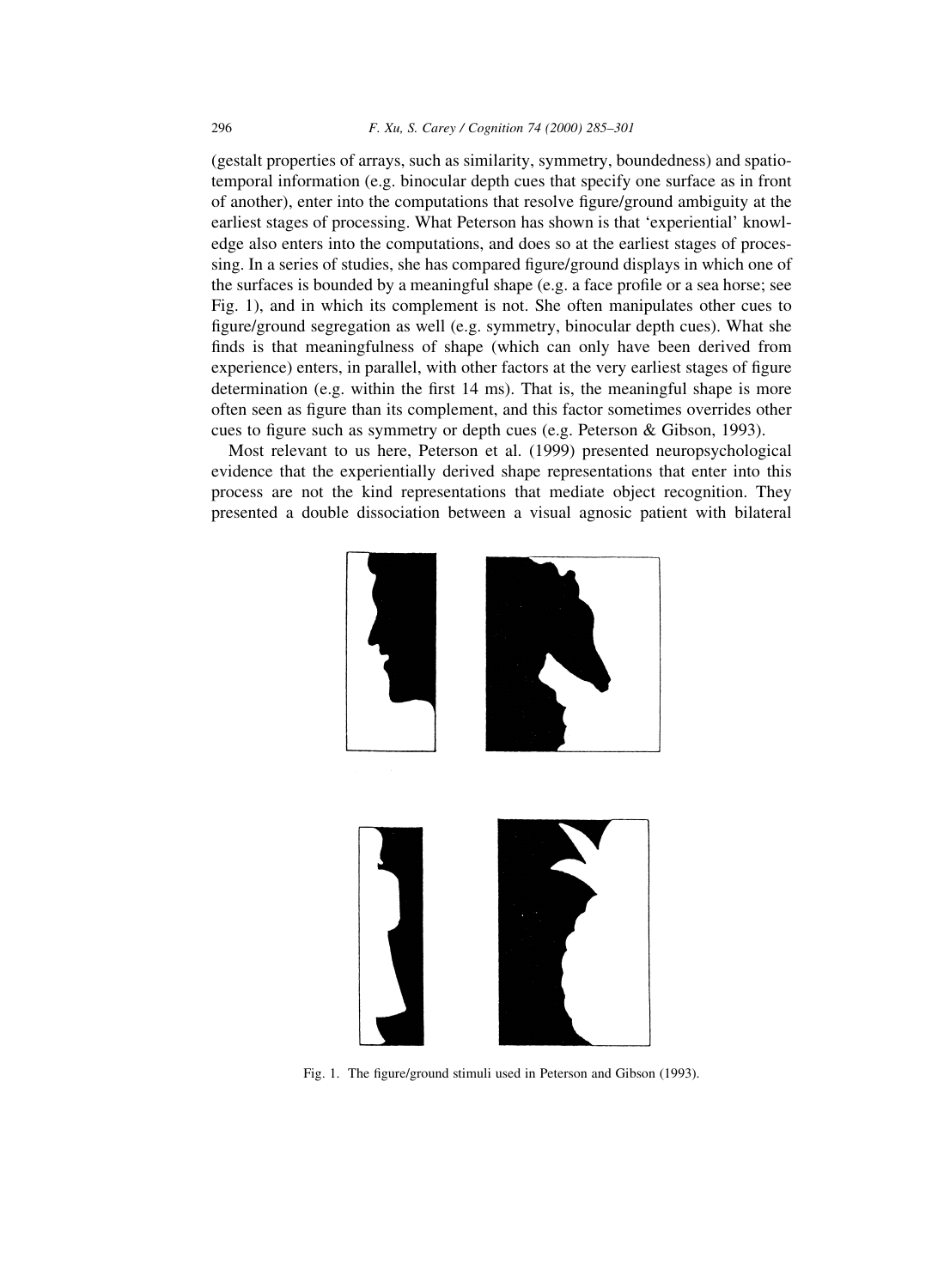(gestalt properties of arrays, such as similarity, symmetry, boundedness) and spatiotemporal information (e.g. binocular depth cues that specify one surface as in front of another), enter into the computations that resolve figure/ground ambiguity at the earliest stages of processing. What Peterson has shown is that 'experiential' knowledge also enters into the computations, and does so at the earliest stages of processing. In a series of studies, she has compared figure/ground displays in which one of the surfaces is bounded by a meaningful shape (e.g. a face profile or a sea horse; see Fig. 1), and in which its complement is not. She often manipulates other cues to figure/ground segregation as well (e.g. symmetry, binocular depth cues). What she finds is that meaningfulness of shape (which can only have been derived from experience) enters, in parallel, with other factors at the very earliest stages of figure determination (e.g. within the first 14 ms). That is, the meaningful shape is more often seen as figure than its complement, and this factor sometimes overrides other cues to figure such as symmetry or depth cues (e.g. Peterson & Gibson, 1993).

Most relevant to us here, Peterson et al. (1999) presented neuropsychological evidence that the experientially derived shape representations that enter into this process are not the kind representations that mediate object recognition. They presented a double dissociation between a visual agnosic patient with bilateral

Fig. 1. The figure/ground stimuli used in Peterson and Gibson (1993).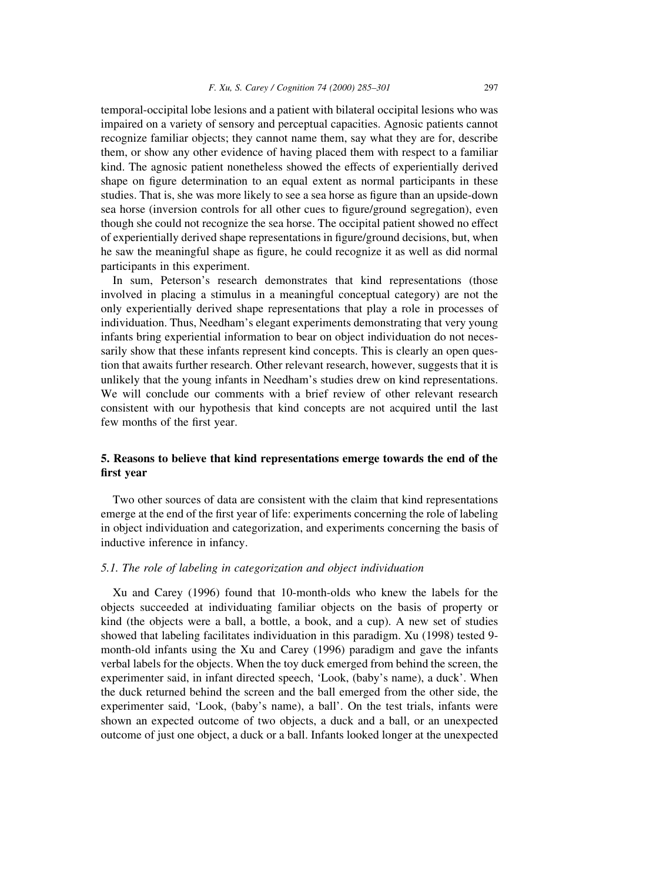temporal-occipital lobe lesions and a patient with bilateral occipital lesions who was impaired on a variety of sensory and perceptual capacities. Agnosic patients cannot recognize familiar objects; they cannot name them, say what they are for, describe them, or show any other evidence of having placed them with respect to a familiar kind. The agnosic patient nonetheless showed the effects of experientially derived shape on figure determination to an equal extent as normal participants in these studies. That is, she was more likely to see a sea horse as figure than an upside-down sea horse (inversion controls for all other cues to figure/ground segregation), even though she could not recognize the sea horse. The occipital patient showed no effect of experientially derived shape representations in figure/ground decisions, but, when he saw the meaningful shape as figure, he could recognize it as well as did normal participants in this experiment.

In sum, Peterson's research demonstrates that kind representations (those involved in placing a stimulus in a meaningful conceptual category) are not the only experientially derived shape representations that play a role in processes of individuation. Thus, Needham's elegant experiments demonstrating that very young infants bring experiential information to bear on object individuation do not necessarily show that these infants represent kind concepts. This is clearly an open question that awaits further research. Other relevant research, however, suggests that it is unlikely that the young infants in Needham's studies drew on kind representations. We will conclude our comments with a brief review of other relevant research consistent with our hypothesis that kind concepts are not acquired until the last few months of the first year.

## 5. Reasons to believe that kind representations emerge towards the end of the first year

Two other sources of data are consistent with the claim that kind representations emerge at the end of the first year of life: experiments concerning the role of labeling in object individuation and categorization, and experiments concerning the basis of inductive inference in infancy.

### *5.1. The role of labeling in categorization and object individuation*

Xu and Carey (1996) found that 10-month-olds who knew the labels for the objects succeeded at individuating familiar objects on the basis of property or kind (the objects were a ball, a bottle, a book, and a cup). A new set of studies showed that labeling facilitates individuation in this paradigm. Xu (1998) tested 9-month-old infants using the Xu and Carey (1996) paradigm and gave the infants verbal labels for the objects. When the toy duck emerged from behind the screen, the experimenter said, in infant directed speech, 'Look, (baby's name), a duck'. When the duck returned behind the screen and the ball emerged from the other side, the experimenter said, 'Look, (baby's name), a ball'. On the test trials, infants were shown an expected outcome of two objects, a duck and a ball, or an unexpected outcome of just one object, a duck or a ball. Infants looked longer at the unexpected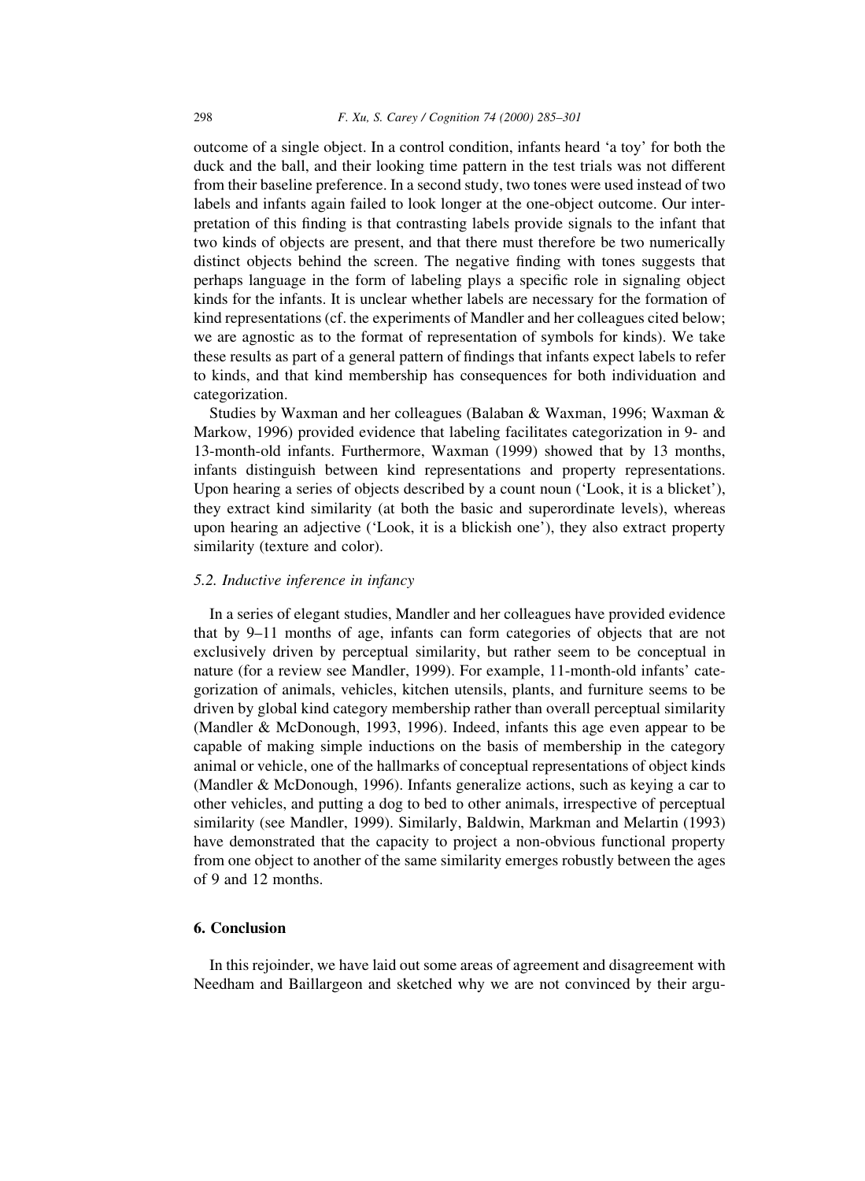outcome of a single object. In a control condition, infants heard 'a toy' for both the duck and the ball, and their looking time pattern in the test trials was not different from their baseline preference. In a second study, two tones were used instead of two labels and infants again failed to look longer at the one-object outcome. Our interpretation of this finding is that contrasting labels provide signals to the infant that two kinds of objects are present, and that there must therefore be two numerically distinct objects behind the screen. The negative finding with tones suggests that perhaps language in the form of labeling plays a specific role in signaling object kinds for the infants. It is unclear whether labels are necessary for the formation of kind representations (cf. the experiments of Mandler and her colleagues cited below; we are agnostic as to the format of representation of symbols for kinds). We take these results as part of a general pattern of findings that infants expect labels to refer to kinds, and that kind membership has consequences for both individuation and categorization.

Studies by Waxman and her colleagues (Balaban & Waxman, 1996; Waxman & Markow, 1996) provided evidence that labeling facilitates categorization in 9- and 13-month-old infants. Furthermore, Waxman (1999) showed that by 13 months, infants distinguish between kind representations and property representations. Upon hearing a series of objects described by a count noun ('Look, it is a blicket'), they extract kind similarity (at both the basic and superordinate levels), whereas upon hearing an adjective ('Look, it is a blickish one'), they also extract property similarity (texture and color).

### *5.2. Inductive inference in infancy*

In a series of elegant studies, Mandler and her colleagues have provided evidence that by 9–11 months of age, infants can form categories of objects that are not exclusively driven by perceptual similarity, but rather seem to be conceptual in nature (for a review see Mandler, 1999). For example, 11-month-old infants' categorization of animals, vehicles, kitchen utensils, plants, and furniture seems to be driven by global kind category membership rather than overall perceptual similarity (Mandler & McDonough, 1993, 1996). Indeed, infants this age even appear to be capable of making simple inductions on the basis of membership in the category animal or vehicle, one of the hallmarks of conceptual representations of object kinds (Mandler & McDonough, 1996). Infants generalize actions, such as keying a car to other vehicles, and putting a dog to bed to other animals, irrespective of perceptual similarity (see Mandler, 1999). Similarly, Baldwin, Markman and Melartin (1993) have demonstrated that the capacity to project a non-obvious functional property from one object to another of the same similarity emerges robustly between the ages of 9 and 12 months.

## 6. Conclusion

In this rejoinder, we have laid out some areas of agreement and disagreement with Needham and Baillargeon and sketched why we are not convinced by their argu-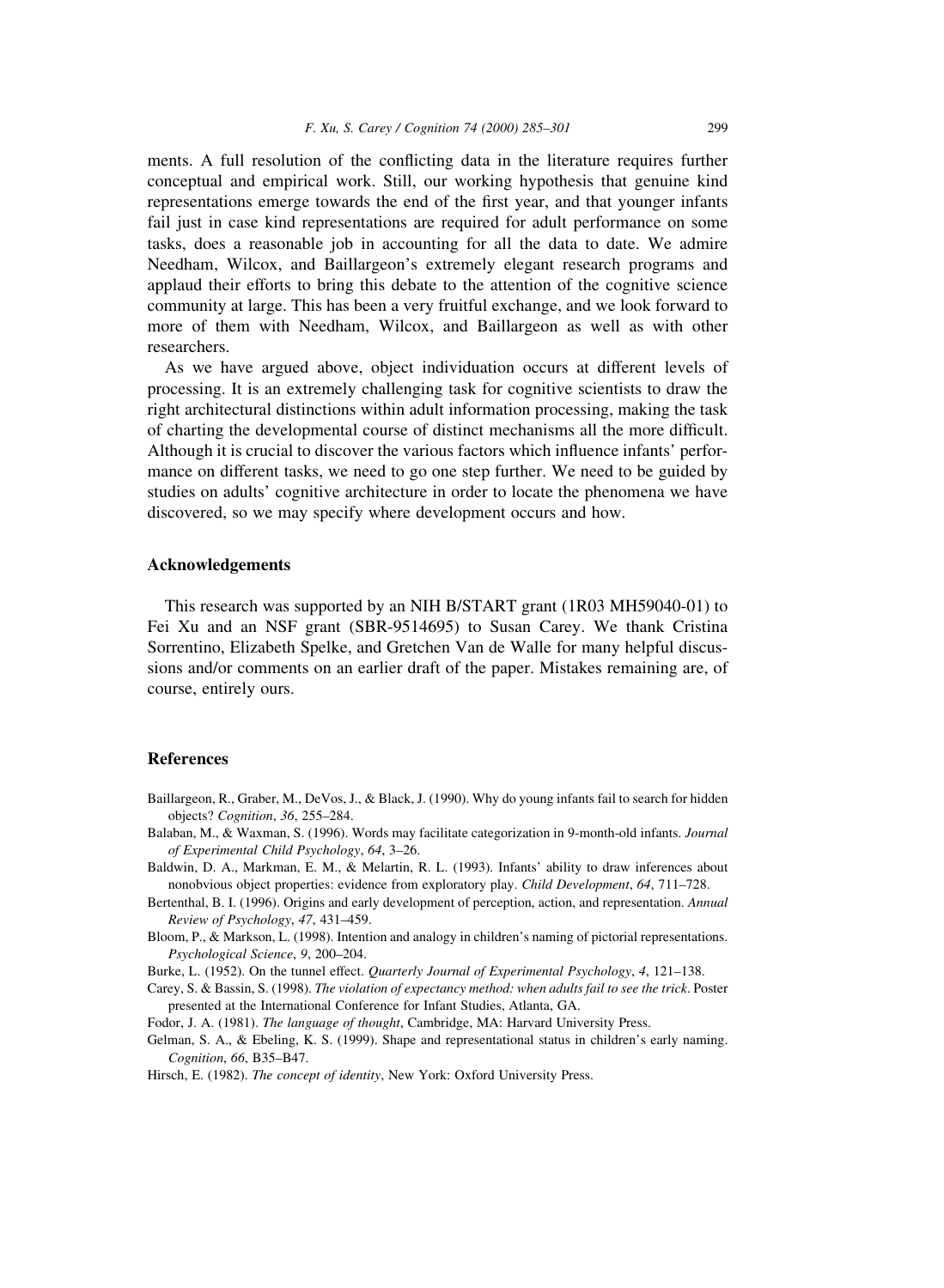ments. A full resolution of the conflicting data in the literature requires further conceptual and empirical work. Still, our working hypothesis that genuine kind representations emerge towards the end of the first year, and that younger infants fail just in case kind representations are required for adult performance on some tasks, does a reasonable job in accounting for all the data to date. We admire Needham, Wilcox, and Baillargeon's extremely elegant research programs and applaud their efforts to bring this debate to the attention of the cognitive science community at large. This has been a very fruitful exchange, and we look forward to more of them with Needham, Wilcox, and Baillargeon as well as with other researchers.

As we have argued above, object individuation occurs at different levels of processing. It is an extremely challenging task for cognitive scientists to draw the right architectural distinctions within adult information processing, making the task of charting the developmental course of distinct mechanisms all the more difficult. Although it is crucial to discover the various factors which influence infants' performance on different tasks, we need to go one step further. We need to be guided by studies on adults' cognitive architecture in order to locate the phenomena we have discovered, so we may specify where development occurs and how.

## Acknowledgements

This research was supported by an NIH B/START grant (1R03 MH59040-01) to Fei Xu and an NSF grant (SBR-9514695) to Susan Carey. We thank Cristina Sorrentino, Elizabeth Spelke, and Gretchen Van de Walle for many helpful discussions and/or comments on an earlier draft of the paper. Mistakes remaining are, of course, entirely ours.

## References

Baillargeon, R., Graber, M., DeVos, J., & Black, J. (1990). Why do young infants fail to search for hidden objects? *Cognition*, *36*, 255–284.

Balaban, M., & Waxman, S. (1996). Words may facilitate categorization in 9-month-old infants. *Journal of Experimental Child Psychology*, *64*, 3–26.

Baldwin, D. A., Markman, E. M., & Melartin, R. L. (1993). Infants' ability to draw inferences about nonobvious object properties: evidence from exploratory play. *Child Development*, *64*, 711–728.

Bertenthal, B. I. (1996). Origins and early development of perception, action, and representation. *Annual Review of Psychology*, *47*, 431–459.

Bloom, P., & Markson, L. (1998). Intention and analogy in children's naming of pictorial representations. *Psychological Science*, *9*, 200–204.

Burke, L. (1952). On the tunnel effect. *Quarterly Journal of Experimental Psychology*, *4*, 121–138.

Carey, S. & Bassin, S. (1998). *The violation of expectancy method: when adults fail to see the trick*. Poster presented at the International Conference for Infant Studies, Atlanta, GA.

Fodor, J. A. (1981). *The language of thought*, Cambridge, MA: Harvard University Press.

Gelman, S. A., & Ebeling, K. S. (1999). Shape and representational status in children's early naming. *Cognition*, *66*, B35–B47.

Hirsch, E. (1982). *The concept of identity*, New York: Oxford University Press.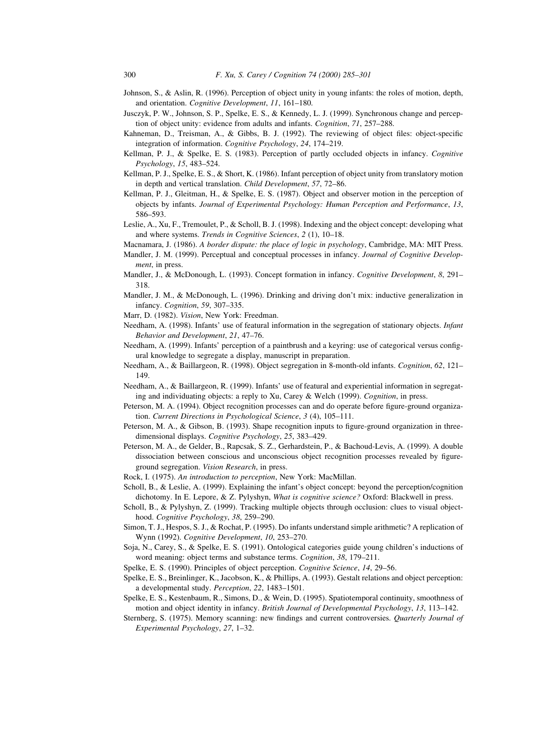Johnson, S., & Aslin, R. (1996). Perception of object unity in young infants: the roles of motion, depth, and orientation. *Cognitive Development*, *11*, 161–180.

Jusczyk, P. W., Johnson, S. P., Spelke, E. S., & Kennedy, L. J. (1999). Synchronous change and perception of object unity: evidence from adults and infants. *Cognition*, *71*, 257–288.

Kahneman, D., Treisman, A., & Gibbs, B. J. (1992). The reviewing of object files: object-specific integration of information. *Cognitive Psychology*, *24*, 174–219.

Kellman, P. J., & Spelke, E. S. (1983). Perception of partly occluded objects in infancy. *Cognitive Psychology*, *15*, 483–524.

Kellman, P. J., Spelke, E. S., & Short, K. (1986). Infant perception of object unity from translatory motion in depth and vertical translation. *Child Development*, *57*, 72–86.

Kellman, P. J., Gleitman, H., & Spelke, E. S. (1987). Object and observer motion in the perception of objects by infants. *Journal of Experimental Psychology: Human Perception and Performance*, *13*, 586–593.

Leslie, A., Xu, F., Tremoulet, P., & Scholl, B. J. (1998). Indexing and the object concept: developing what and where systems. *Trends in Cognitive Sciences*, *2* (1), 10–18.

Macnamara, J. (1986). *A border dispute: the place of logic in psychology*, Cambridge, MA: MIT Press.

Mandler, J. M. (1999). Perceptual and conceptual processes in infancy. *Journal of Cognitive Development*, in press.

Mandler, J., & McDonough, L. (1993). Concept formation in infancy. *Cognitive Development*, *8*, 291–318.

Mandler, J. M., & McDonough, L. (1996). Drinking and driving don't mix: inductive generalization in infancy. *Cognition*, *59*, 307–335.

Marr, D. (1982). *Vision*, New York: Freedman.

Needham, A. (1998). Infants' use of featural information in the segregation of stationary objects. *Infant Behavior and Development*, *21*, 47–76.

Needham, A. (1999). Infants' perception of a paintbrush and a keyring: use of categorical versus configural knowledge to segregate a display, manuscript in preparation.

Needham, A., & Baillargeon, R. (1998). Object segregation in 8-month-old infants. *Cognition*, *62*, 121–149.

Needham, A., & Baillargeon, R. (1999). Infants' use of featural and experiential information in segregating and individuating objects: a reply to Xu, Carey & Welch (1999). *Cognition*, in press.

Peterson, M. A. (1994). Object recognition processes can and do operate before figure-ground organization. *Current Directions in Psychological Science*, *3* (4), 105–111.

Peterson, M. A., & Gibson, B. (1993). Shape recognition inputs to figure-ground organization in three-dimensional displays. *Cognitive Psychology*, *25*, 383–429.

Peterson, M. A., de Gelder, B., Rapcsak, S. Z., Gerhardstein, P., & Bachoud-Levis, A. (1999). A double dissociation between conscious and unconscious object recognition processes revealed by figure-ground segregation. *Vision Research*, in press.

Rock, I. (1975). *An introduction to perception*, New York: MacMillan.

Scholl, B., & Leslie, A. (1999). Explaining the infant's object concept: beyond the perception/cognition dichotomy. In E. Lepore, & Z. Pylyshyn, *What is cognitive science?* Oxford: Blackwell in press.

Scholl, B., & Pylyshyn, Z. (1999). Tracking multiple objects through occlusion: clues to visual objecthood. *Cognitive Psychology*, *38*, 259–290.

Simon, T. J., Hespos, S. J., & Rochat, P. (1995). Do infants understand simple arithmetic? A replication of Wynn (1992). *Cognitive Development*, *10*, 253–270.

Soja, N., Carey, S., & Spelke, E. S. (1991). Ontological categories guide young children's inductions of word meaning: object terms and substance terms. *Cognition*, *38*, 179–211.

Spelke, E. S. (1990). Principles of object perception. *Cognitive Science*, *14*, 29–56.

Spelke, E. S., Breinlinger, K., Jacobson, K., & Phillips, A. (1993). Gestalt relations and object perception: a developmental study. *Perception*, *22*, 1483–1501.

Spelke, E. S., Kestenbaum, R., Simons, D., & Wein, D. (1995). Spatiotemporal continuity, smoothness of motion and object identity in infancy. *British Journal of Developmental Psychology*, *13*, 113–142.

Sternberg, S. (1975). Memory scanning: new findings and current controversies. *Quarterly Journal of Experimental Psychology*, *27*, 1–32.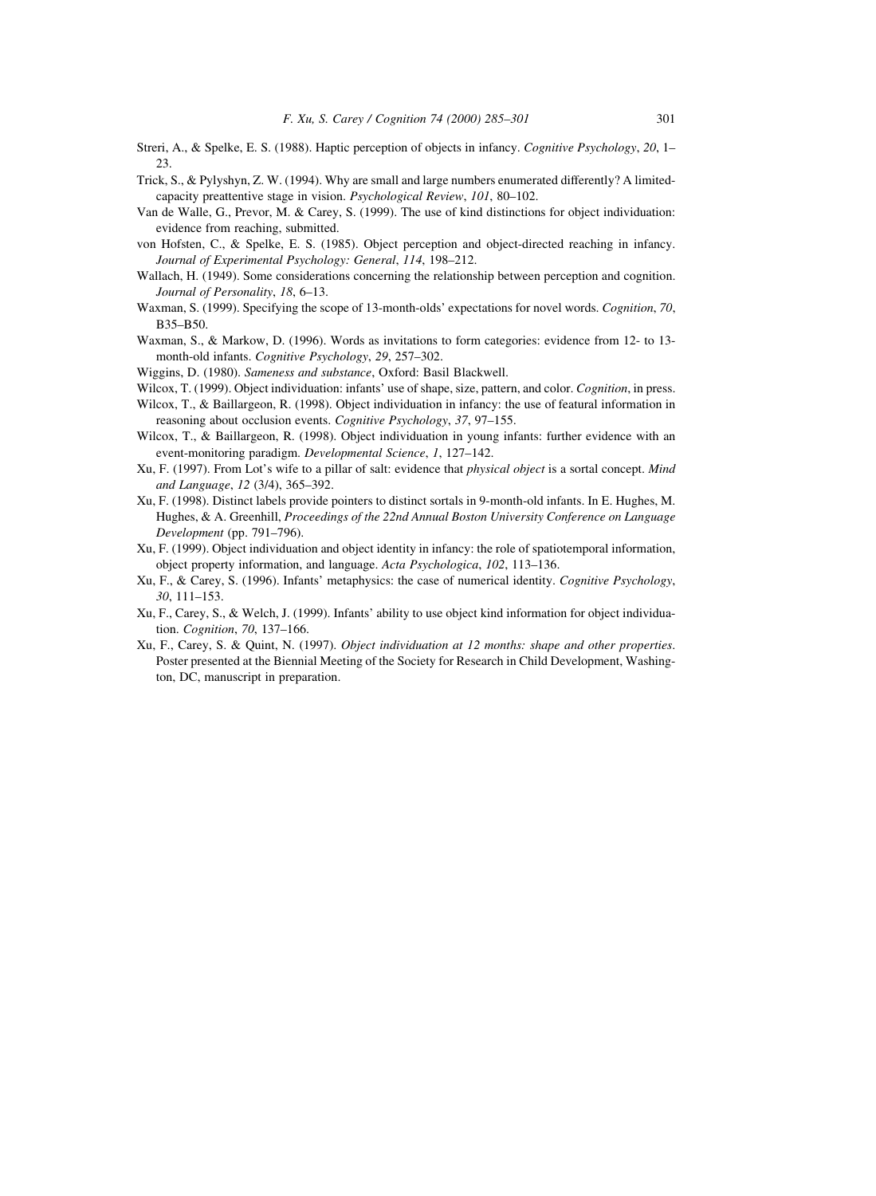Streri, A., & Spelke, E. S. (1988). Haptic perception of objects in infancy. *Cognitive Psychology*, *20*, 1–23.

Trick, S., & Pylyshyn, Z. W. (1994). Why are small and large numbers enumerated differently? A limited-capacity preattentive stage in vision. *Psychological Review*, *101*, 80–102.

Van de Walle, G., Prevor, M. & Carey, S. (1999). The use of kind distinctions for object individuation: evidence from reaching, submitted.

von Hofsten, C., & Spelke, E. S. (1985). Object perception and object-directed reaching in infancy. *Journal of Experimental Psychology: General*, *114*, 198–212.

Wallach, H. (1949). Some considerations concerning the relationship between perception and cognition. *Journal of Personality*, *18*, 6–13.

Waxman, S. (1999). Specifying the scope of 13-month-olds' expectations for novel words. *Cognition*, *70*, B35–B50.

Waxman, S., & Markow, D. (1996). Words as invitations to form categories: evidence from 12- to 13-month-old infants. *Cognitive Psychology*, *29*, 257–302.

Wiggins, D. (1980). *Sameness and substance*, Oxford: Basil Blackwell.

Wilcox, T. (1999). Object individuation: infants' use of shape, size, pattern, and color. *Cognition*, in press.

Wilcox, T., & Baillargeon, R. (1998). Object individuation in infancy: the use of featural information in reasoning about occlusion events. *Cognitive Psychology*, *37*, 97–155.

Wilcox, T., & Baillargeon, R. (1998). Object individuation in young infants: further evidence with an event-monitoring paradigm. *Developmental Science*, *1*, 127–142.

Xu, F. (1997). From Lot's wife to a pillar of salt: evidence that *physical object* is a sortal concept. *Mind and Language*, *12* (3/4), 365–392.

Xu, F. (1998). Distinct labels provide pointers to distinct sortals in 9-month-old infants. In E. Hughes, M. Hughes, & A. Greenhill, *Proceedings of the 22nd Annual Boston University Conference on Language Development* (pp. 791–796).

Xu, F. (1999). Object individuation and object identity in infancy: the role of spatiotemporal information, object property information, and language. *Acta Psychologica*, *102*, 113–136.

Xu, F., & Carey, S. (1996). Infants' metaphysics: the case of numerical identity. *Cognitive Psychology*, *30*, 111–153.

Xu, F., Carey, S., & Welch, J. (1999). Infants' ability to use object kind information for object individuation. *Cognition*, *70*, 137–166.

Xu, F., Carey, S. & Quint, N. (1997). *Object individuation at 12 months: shape and other properties*. Poster presented at the Biennial Meeting of the Society for Research in Child Development, Washington, DC, manuscript in preparation.